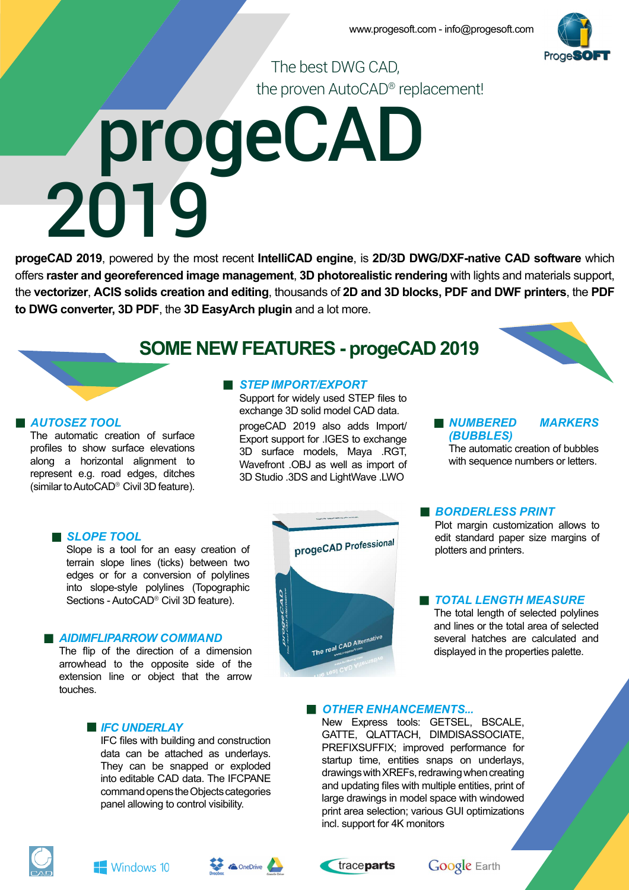www.progesoft.com - info@progesoft.com

The best DWG CAD,
the proven AutoCAD® replacement!

# progeCAD 2019

**progeCAD 2019**, powered by the most recent **IntelliCAD engine**, is **2D/3D DWG/DXF-native CAD software** which offers **raster and georeferenced image management**, **3D photorealistic rendering** with lights and materials support, the **vectorizer**, **ACIS solids creation and editing**, thousands of **2D and 3D blocks, PDF and DWF printers**, the **PDF to DWG converter, 3D PDF**, the **3D EasyArch plugin** and a lot more.

## SOME NEW FEATURES - progeCAD 2019

### *AUTOSEZ TOOL*

The automatic creation of surface profiles to show surface elevations along a horizontal alignment to represent e.g. road edges, ditches (similar to AutoCAD® Civil 3D feature).

### *STEP IMPORT/EXPORT*

Support for widely used STEP files to exchange 3D solid model CAD data.

progeCAD 2019 also adds Import/Export support for .IGES to exchange 3D surface models, Maya .RGT, Wavefront .OBJ as well as import of 3D Studio .3DS and LightWave .LWO

### *NUMBERED MARKERS (BUBBLES)*

The automatic creation of bubbles with sequence numbers or letters.

### *SLOPE TOOL*

Slope is a tool for an easy creation of terrain slope lines (ticks) between two edges or for a conversion of polylines into slope-style polylines (Topographic Sections - AutoCAD® Civil 3D feature).

### *BORDERLESS PRINT*

Plot margin customization allows to edit standard paper size margins of plotters and printers.

### *AIDIMFLIPARROW COMMAND*

The flip of the direction of a dimension arrowhead to the opposite side of the extension line or object that the arrow touches.

### *TOTAL LENGTH MEASURE*

The total length of selected polylines and lines or the total area of selected several hatches are calculated and displayed in the properties palette.

### *IFC UNDERLAY*

IFC files with building and construction data can be attached as underlays. They can be snapped or exploded into editable CAD data. The IFCPANE command opens the Objects categories panel allowing to control visibility.

### *OTHER ENHANCEMENTS...*

New Express tools: GETSEL, BSCALE, GATTE, QLATTACH, DIMDISASSOCIATE, PREFIXSUFFIX; improved performance for startup time, entities snaps on underlays, drawings with XREFs, redrawing when creating and updating files with multiple entities, print of large drawings in model space with windowed print area selection; various GUI optimizations incl. support for 4K monitors

Windows 10 | Dropbox | OneDrive | Google Drive | traceparts | Google Earth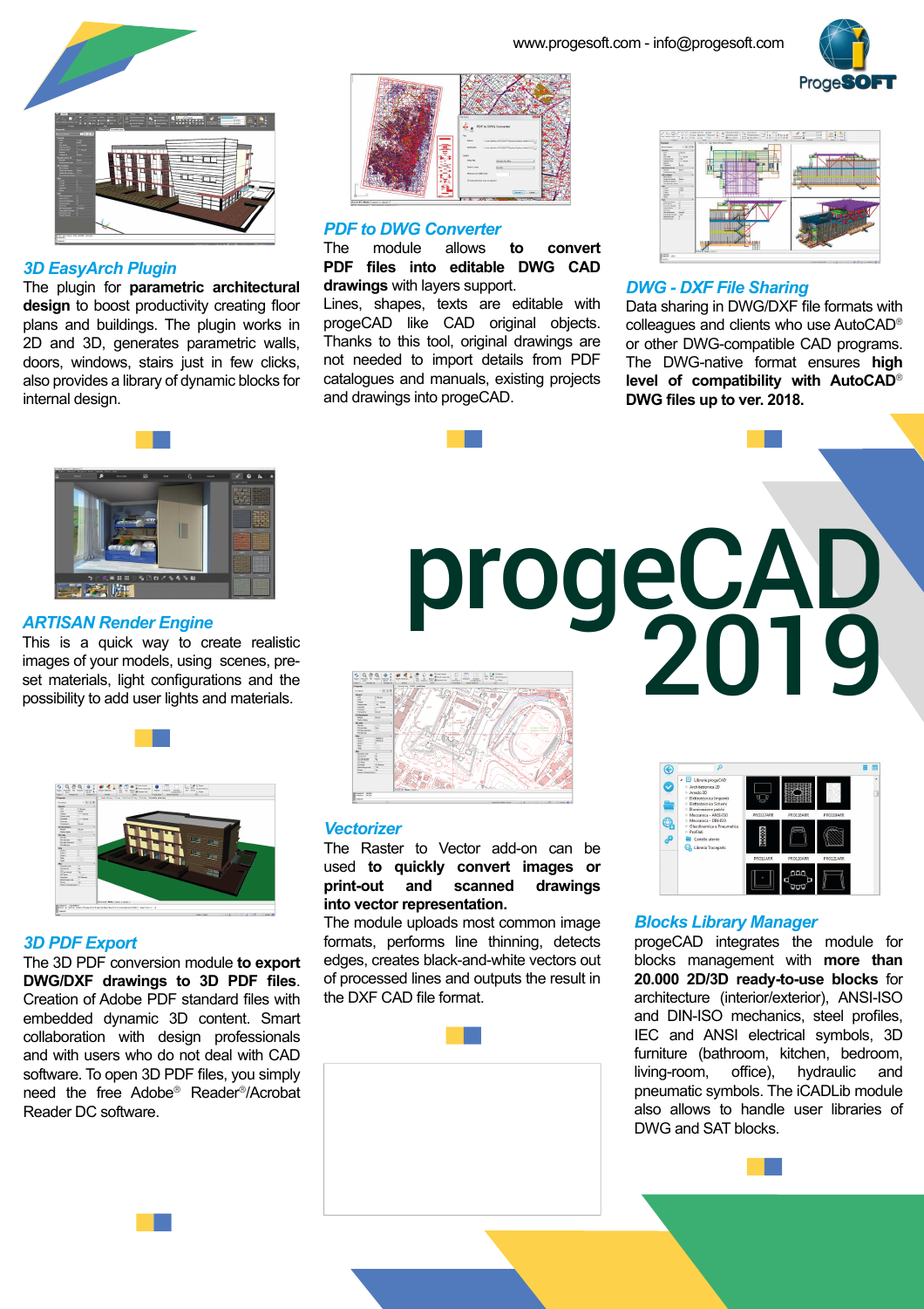www.progesoft.com - info@progesoft.com

ProgeSOFT

### 3D EasyArch Plugin

The plugin for **parametric architectural design** to boost productivity creating floor plans and buildings. The plugin works in 2D and 3D, generates parametric walls, doors, windows, stairs just in few clicks, also provides a library of dynamic blocks for internal design.

### PDF to DWG Converter

The module allows **to convert PDF files into editable DWG CAD drawings** with layers support.
Lines, shapes, texts are editable with progeCAD like CAD original objects. Thanks to this tool, original drawings are not needed to import details from PDF catalogues and manuals, existing projects and drawings into progeCAD.

### DWG - DXF File Sharing

Data sharing in DWG/DXF file formats with colleagues and clients who use AutoCAD® or other DWG-compatible CAD programs. The DWG-native format ensures **high level of compatibility with AutoCAD® DWG files up to ver. 2018.**

# progeCAD 2019

### ARTISAN Render Engine

This is a quick way to create realistic images of your models, using scenes, pre-set materials, light configurations and the possibility to add user lights and materials.

### 3D PDF Export

The 3D PDF conversion module **to export DWG/DXF drawings to 3D PDF files**. Creation of Adobe PDF standard files with embedded dynamic 3D content. Smart collaboration with design professionals and with users who do not deal with CAD software. To open 3D PDF files, you simply need the free Adobe® Reader®/Acrobat Reader DC software.

### Vectorizer

The Raster to Vector add-on can be used **to quickly convert images or print-out and scanned drawings into vector representation.**
The module uploads most common image formats, performs line thinning, detects edges, creates black-and-white vectors out of processed lines and outputs the result in the DXF CAD file format.

### Blocks Library Manager

progeCAD integrates the module for blocks management with **more than 20.000 2D/3D ready-to-use blocks** for architecture (interior/exterior), ANSI-ISO and DIN-ISO mechanics, steel profiles, IEC and ANSI electrical symbols, 3D furniture (bathroom, kitchen, bedroom, living-room, office), hydraulic and pneumatic symbols. The iCADLib module also allows to handle user libraries of DWG and SAT blocks.